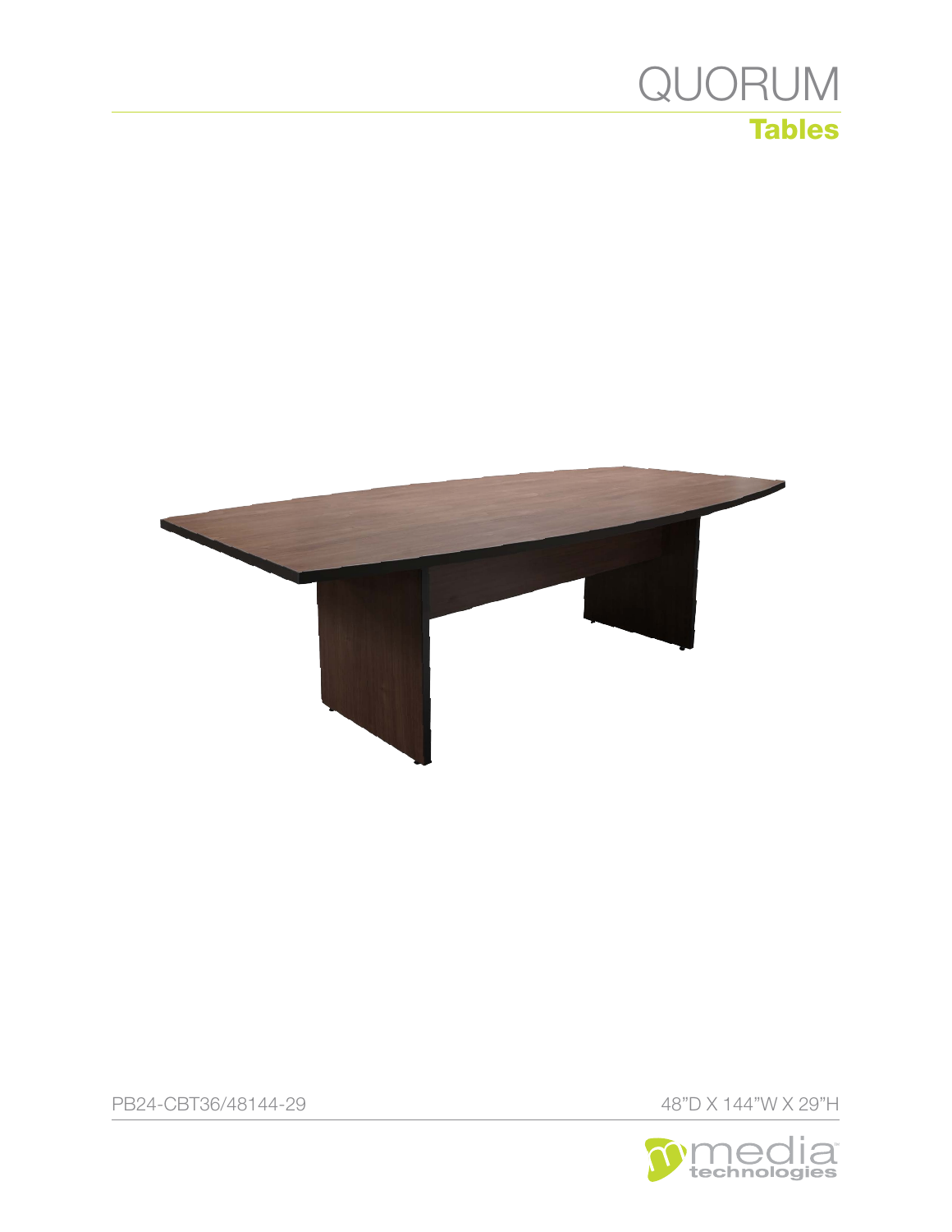# QUORUM

## Tables

PB24-CBT36/48144-29

48"D X 144"W X 29"H

media technologies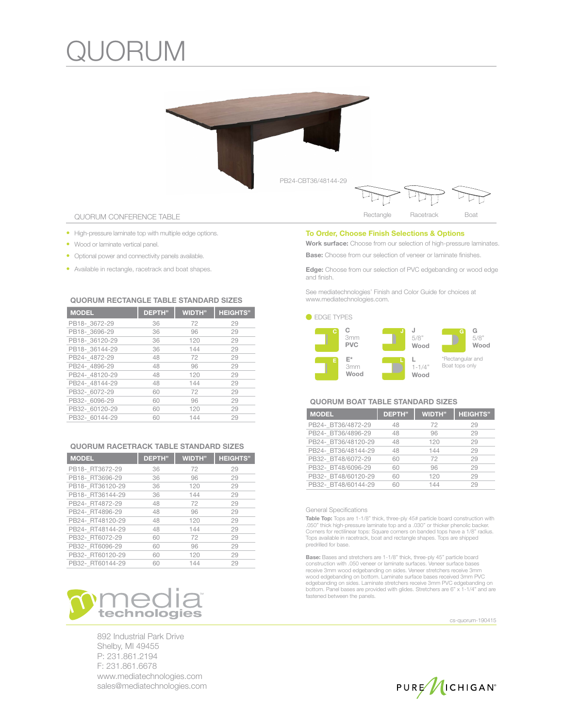# QUORUM

PB24-CBT36/48144-29

Rectangle Racetrack Boat

## QUORUM CONFERENCE TABLE

- High-pressure laminate top with multiple edge options.
- Wood or laminate vertical panel.
- Optional power and connectivity panels available.
- Available in rectangle, racetrack and boat shapes.

### QUORUM RECTANGLE TABLE STANDARD SIZES

| MODEL | DEPTH" | WIDTH" | HEIGHTS" |
|---|---|---|---|
| PB18-_3672-29 | 36 | 72 | 29 |
| PB18-_3696-29 | 36 | 96 | 29 |
| PB18-_36120-29 | 36 | 120 | 29 |
| PB18-_36144-29 | 36 | 144 | 29 |
| PB24-_4872-29 | 48 | 72 | 29 |
| PB24-_4896-29 | 48 | 96 | 29 |
| PB24-_48120-29 | 48 | 120 | 29 |
| PB24-_48144-29 | 48 | 144 | 29 |
| PB32-_6072-29 | 60 | 72 | 29 |
| PB32-_6096-29 | 60 | 96 | 29 |
| PB32-_60120-29 | 60 | 120 | 29 |
| PB32-_60144-29 | 60 | 144 | 29 |

### QUORUM RACETRACK TABLE STANDARD SIZES

| MODEL | DEPTH" | WIDTH" | HEIGHTS" |
|---|---|---|---|
| PB18-_RT3672-29 | 36 | 72 | 29 |
| PB18-_RT3696-29 | 36 | 96 | 29 |
| PB18-_RT36120-29 | 36 | 120 | 29 |
| PB18-_RT36144-29 | 36 | 144 | 29 |
| PB24-_RT4872-29 | 48 | 72 | 29 |
| PB24-_RT4896-29 | 48 | 96 | 29 |
| PB24-_RT48120-29 | 48 | 120 | 29 |
| PB24-_RT48144-29 | 48 | 144 | 29 |
| PB32-_RT6072-29 | 60 | 72 | 29 |
| PB32-_RT6096-29 | 60 | 96 | 29 |
| PB32-_RT60120-29 | 60 | 120 | 29 |
| PB32-_RT60144-29 | 60 | 144 | 29 |

### To Order, Choose Finish Selections & Options

**Work surface:** Choose from our selection of high-pressure laminates.

**Base:** Choose from our selection of veneer or laminate finishes.

**Edge:** Choose from our selection of PVC edgebanding or wood edge and finish.

See mediatechnologies' Finish and Color Guide for choices at www.mediatechnologies.com.

#### EDGE TYPES

- C — 3mm **PVC**
- J — 5/8" **Wood**
- G — 5/8" **Wood**
- E* — 3mm **Wood**
- L — 1-1/4" **Wood**

*Rectangular and Boat tops only

### QUORUM BOAT TABLE STANDARD SIZES

| MODEL | DEPTH" | WIDTH" | HEIGHTS" |
|---|---|---|---|
| PB24-_BT36/4872-29 | 48 | 72 | 29 |
| PB24-_BT36/4896-29 | 48 | 96 | 29 |
| PB24-_BT36/48120-29 | 48 | 120 | 29 |
| PB24-_BT36/48144-29 | 48 | 144 | 29 |
| PB32-_BT48/6072-29 | 60 | 72 | 29 |
| PB32-_BT48/6096-29 | 60 | 96 | 29 |
| PB32-_BT48/60120-29 | 60 | 120 | 29 |
| PB32-_BT48/60144-29 | 60 | 144 | 29 |

#### General Specifications

**Table Top:** Tops are 1-1/8" thick, three-ply 45# particle board construction with .050" thick high-pressure laminate top and a .030" or thicker phenolic backer. Corners for rectilinear tops: Square corners on banded tops have a 1/8" radius. Tops available in racetrack, boat and rectangle shapes. Tops are shipped predrilled for base.

**Base:** Bases and stretchers are 1-1/8" thick, three-ply 45" particle board construction with .050 veneer or laminate surfaces. Veneer surface bases receive 3mm wood edgebanding on sides. Veneer stretchers receive 3mm wood edgebanding on bottom. Laminate surface bases received 3mm PVC edgebanding on sides. Laminate stretchers receive 3mm PVC edgebanding on bottom. Panel bases are provided with glides. Stretchers are 6" x 1-1/4" and are fastened between the panels.

cs-quorum-190415

media technologies

892 Industrial Park Drive
Shelby, MI 49455
P: 231.861.2194
F: 231.861.6678
www.mediatechnologies.com
sales@mediatechnologies.com

PURE MICHIGAN